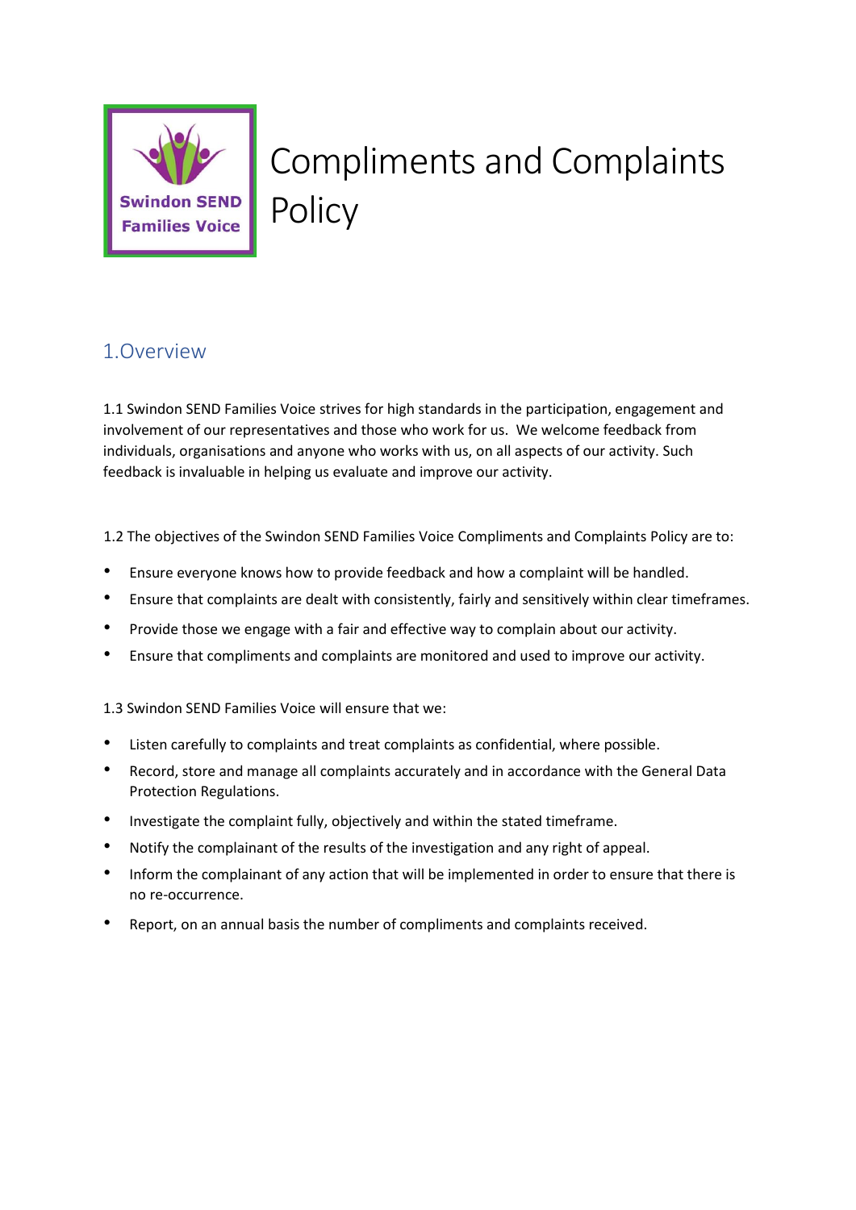# Compliments and Complaints Policy

## 1.Overview

1.1 Swindon SEND Families Voice strives for high standards in the participation, engagement and involvement of our representatives and those who work for us. We welcome feedback from individuals, organisations and anyone who works with us, on all aspects of our activity. Such feedback is invaluable in helping us evaluate and improve our activity.

1.2 The objectives of the Swindon SEND Families Voice Compliments and Complaints Policy are to:

- Ensure everyone knows how to provide feedback and how a complaint will be handled.
- Ensure that complaints are dealt with consistently, fairly and sensitively within clear timeframes.
- Provide those we engage with a fair and effective way to complain about our activity.
- Ensure that compliments and complaints are monitored and used to improve our activity.

1.3 Swindon SEND Families Voice will ensure that we:

- Listen carefully to complaints and treat complaints as confidential, where possible.
- Record, store and manage all complaints accurately and in accordance with the General Data Protection Regulations.
- Investigate the complaint fully, objectively and within the stated timeframe.
- Notify the complainant of the results of the investigation and any right of appeal.
- Inform the complainant of any action that will be implemented in order to ensure that there is no re-occurrence.
- Report, on an annual basis the number of compliments and complaints received.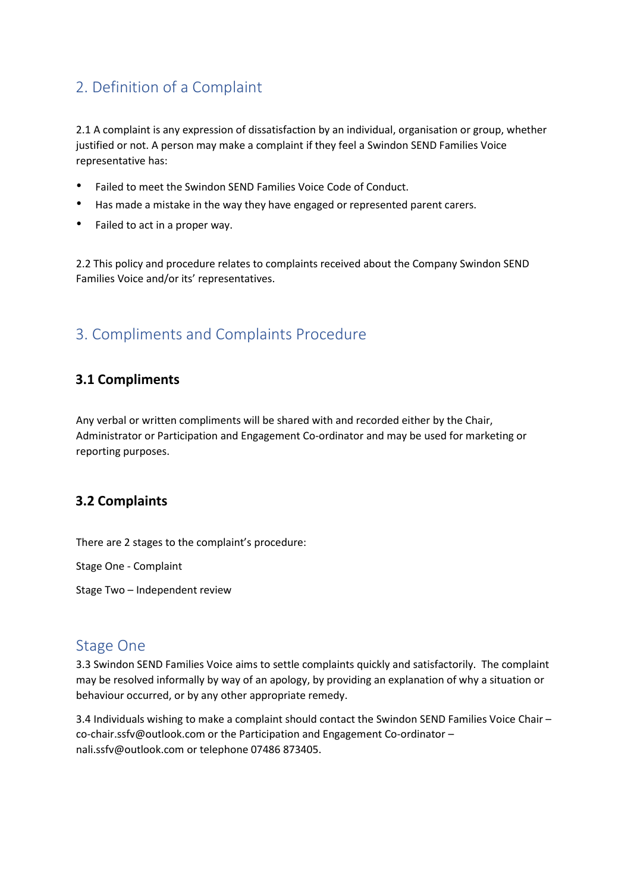## 2. Definition of a Complaint

2.1 A complaint is any expression of dissatisfaction by an individual, organisation or group, whether justified or not. A person may make a complaint if they feel a Swindon SEND Families Voice representative has:

- Failed to meet the Swindon SEND Families Voice Code of Conduct.
- Has made a mistake in the way they have engaged or represented parent carers.
- Failed to act in a proper way.

2.2 This policy and procedure relates to complaints received about the Company Swindon SEND Families Voice and/or its' representatives.

## 3. Compliments and Complaints Procedure

### 3.1 Compliments

Any verbal or written compliments will be shared with and recorded either by the Chair, Administrator or Participation and Engagement Co-ordinator and may be used for marketing or reporting purposes.

### 3.2 Complaints

There are 2 stages to the complaint's procedure:

Stage One - Complaint

Stage Two – Independent review

## Stage One

3.3 Swindon SEND Families Voice aims to settle complaints quickly and satisfactorily. The complaint may be resolved informally by way of an apology, by providing an explanation of why a situation or behaviour occurred, or by any other appropriate remedy.

3.4 Individuals wishing to make a complaint should contact the Swindon SEND Families Voice Chair – co-chair.ssfv@outlook.com or the Participation and Engagement Co-ordinator – nali.ssfv@outlook.com or telephone 07486 873405.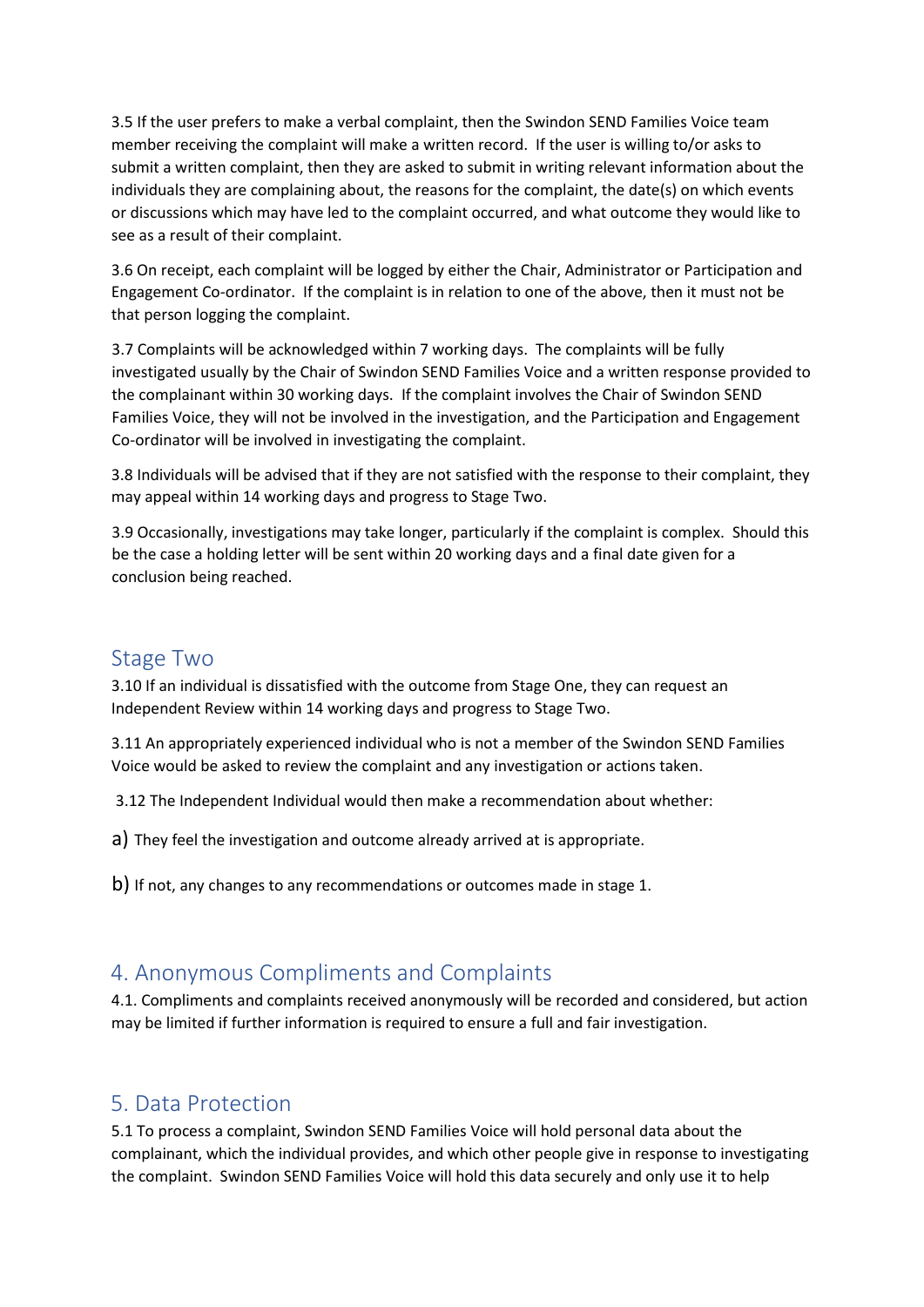3.5 If the user prefers to make a verbal complaint, then the Swindon SEND Families Voice team member receiving the complaint will make a written record. If the user is willing to/or asks to submit a written complaint, then they are asked to submit in writing relevant information about the individuals they are complaining about, the reasons for the complaint, the date(s) on which events or discussions which may have led to the complaint occurred, and what outcome they would like to see as a result of their complaint.

3.6 On receipt, each complaint will be logged by either the Chair, Administrator or Participation and Engagement Co-ordinator. If the complaint is in relation to one of the above, then it must not be that person logging the complaint.

3.7 Complaints will be acknowledged within 7 working days. The complaints will be fully investigated usually by the Chair of Swindon SEND Families Voice and a written response provided to the complainant within 30 working days. If the complaint involves the Chair of Swindon SEND Families Voice, they will not be involved in the investigation, and the Participation and Engagement Co-ordinator will be involved in investigating the complaint.

3.8 Individuals will be advised that if they are not satisfied with the response to their complaint, they may appeal within 14 working days and progress to Stage Two.

3.9 Occasionally, investigations may take longer, particularly if the complaint is complex. Should this be the case a holding letter will be sent within 20 working days and a final date given for a conclusion being reached.

## Stage Two

3.10 If an individual is dissatisfied with the outcome from Stage One, they can request an Independent Review within 14 working days and progress to Stage Two.

3.11 An appropriately experienced individual who is not a member of the Swindon SEND Families Voice would be asked to review the complaint and any investigation or actions taken.

3.12 The Independent Individual would then make a recommendation about whether:

a) They feel the investigation and outcome already arrived at is appropriate.

b) If not, any changes to any recommendations or outcomes made in stage 1.

## 4. Anonymous Compliments and Complaints

4.1. Compliments and complaints received anonymously will be recorded and considered, but action may be limited if further information is required to ensure a full and fair investigation.

## 5. Data Protection

5.1 To process a complaint, Swindon SEND Families Voice will hold personal data about the complainant, which the individual provides, and which other people give in response to investigating the complaint. Swindon SEND Families Voice will hold this data securely and only use it to help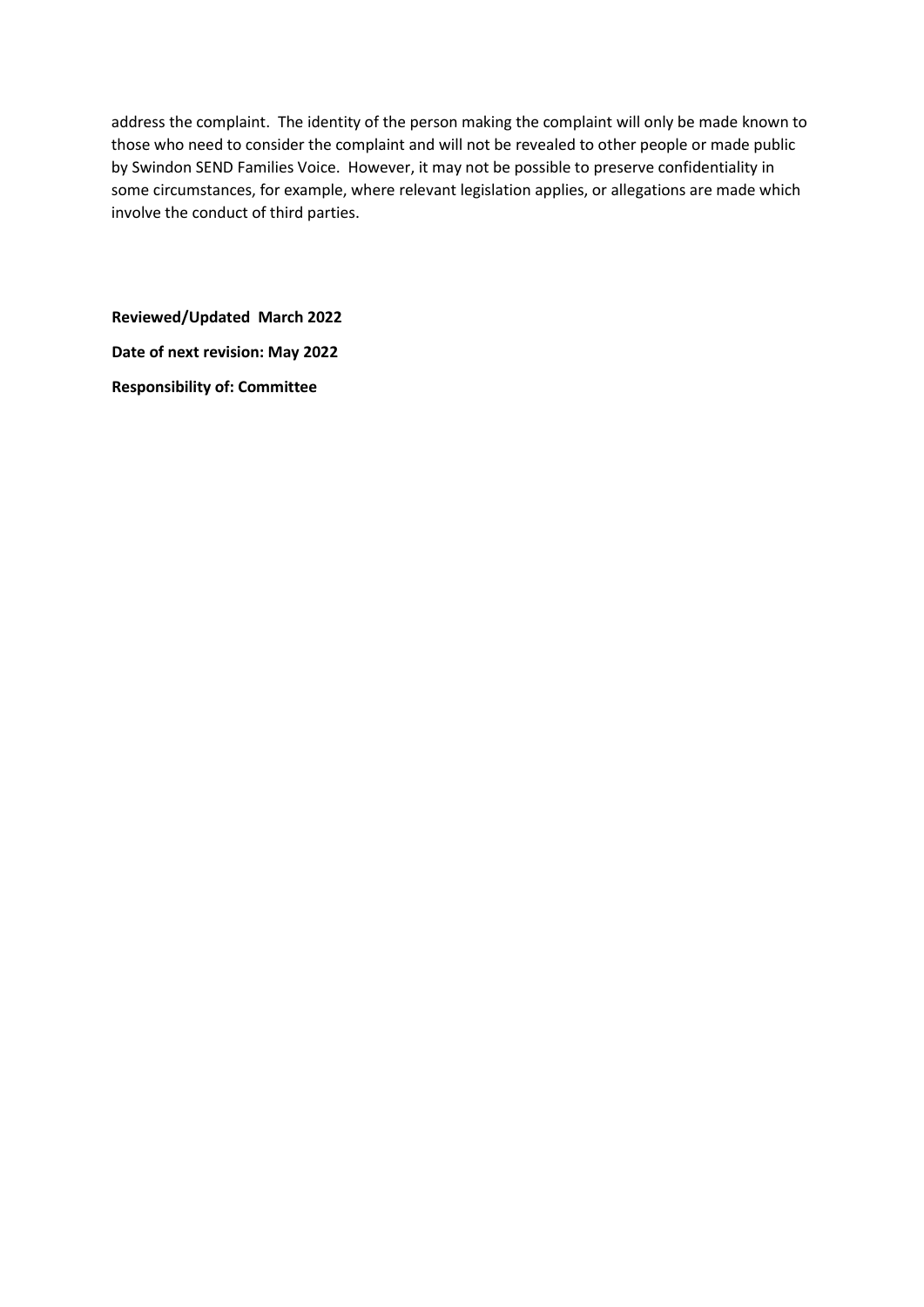address the complaint. The identity of the person making the complaint will only be made known to those who need to consider the complaint and will not be revealed to other people or made public by Swindon SEND Families Voice. However, it may not be possible to preserve confidentiality in some circumstances, for example, where relevant legislation applies, or allegations are made which involve the conduct of third parties.

**Reviewed/Updated March 2022**

**Date of next revision: May 2022**

**Responsibility of: Committee**